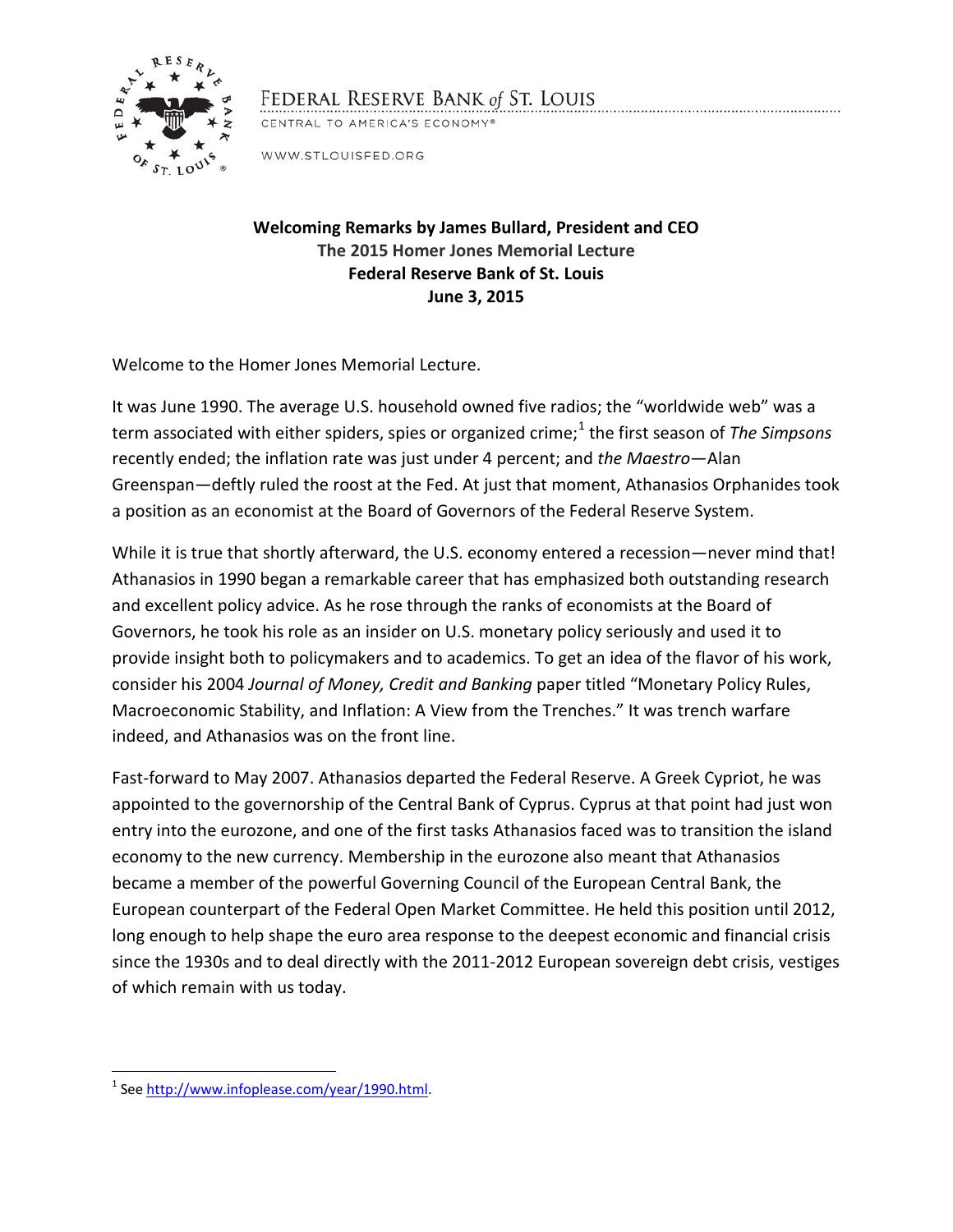Welcoming Remarks by James Bullard, President and CEO

The 2015 Homer Jones Memorial Lecture

Federal Reserve Bank of St. Louis

June 3, 2015

Welcome to the Homer Jones Memorial Lecture.

It was June 1990. The average U.S. household owned five radios; the "worldwide web" was a term associated with either spiders, spies or organized crime;[1] the first season of *The Simpsons* recently ended; the inflation rate was just under 4 percent; and *the Maestro*—Alan Greenspan—deftly ruled the roost at the Fed. At just that moment, Athanasios Orphanides took a position as an economist at the Board of Governors of the Federal Reserve System.

While it is true that shortly afterward, the U.S. economy entered a recession—never mind that! Athanasios in 1990 began a remarkable career that has emphasized both outstanding research and excellent policy advice. As he rose through the ranks of economists at the Board of Governors, he took his role as an insider on U.S. monetary policy seriously and used it to provide insight both to policymakers and to academics. To get an idea of the flavor of his work, consider his 2004 *Journal of Money, Credit and Banking* paper titled "Monetary Policy Rules, Macroeconomic Stability, and Inflation: A View from the Trenches." It was trench warfare indeed, and Athanasios was on the front line.

Fast-forward to May 2007. Athanasios departed the Federal Reserve. A Greek Cypriot, he was appointed to the governorship of the Central Bank of Cyprus. Cyprus at that point had just won entry into the eurozone, and one of the first tasks Athanasios faced was to transition the island economy to the new currency. Membership in the eurozone also meant that Athanasios became a member of the powerful Governing Council of the European Central Bank, the European counterpart of the Federal Open Market Committee. He held this position until 2012, long enough to help shape the euro area response to the deepest economic and financial crisis since the 1930s and to deal directly with the 2011-2012 European sovereign debt crisis, vestiges of which remain with us today.

---

[1] See http://www.infoplease.com/year/1990.html.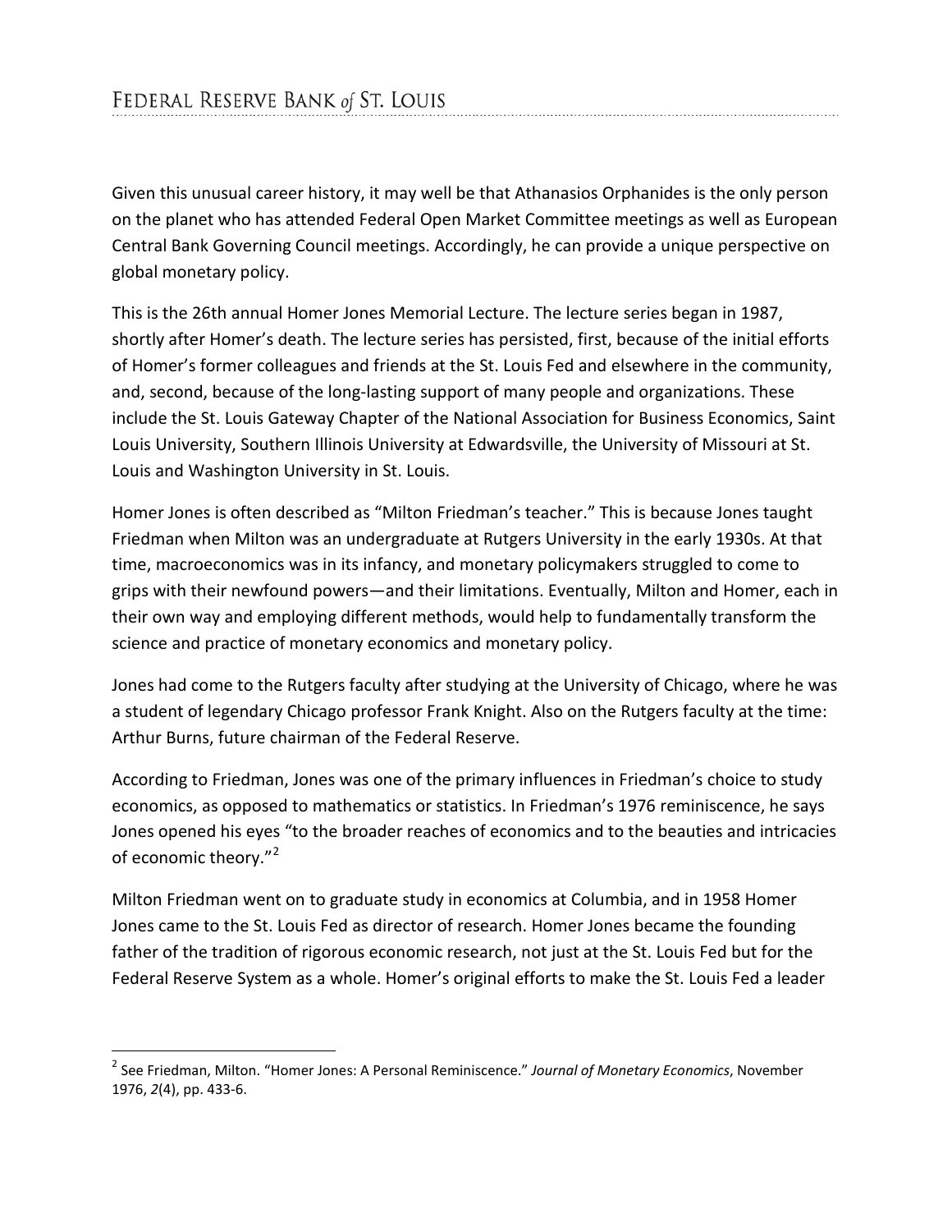Given this unusual career history, it may well be that Athanasios Orphanides is the only person on the planet who has attended Federal Open Market Committee meetings as well as European Central Bank Governing Council meetings. Accordingly, he can provide a unique perspective on global monetary policy.

This is the 26th annual Homer Jones Memorial Lecture. The lecture series began in 1987, shortly after Homer's death. The lecture series has persisted, first, because of the initial efforts of Homer's former colleagues and friends at the St. Louis Fed and elsewhere in the community, and, second, because of the long-lasting support of many people and organizations. These include the St. Louis Gateway Chapter of the National Association for Business Economics, Saint Louis University, Southern Illinois University at Edwardsville, the University of Missouri at St. Louis and Washington University in St. Louis.

Homer Jones is often described as "Milton Friedman's teacher." This is because Jones taught Friedman when Milton was an undergraduate at Rutgers University in the early 1930s. At that time, macroeconomics was in its infancy, and monetary policymakers struggled to come to grips with their newfound powers—and their limitations. Eventually, Milton and Homer, each in their own way and employing different methods, would help to fundamentally transform the science and practice of monetary economics and monetary policy.

Jones had come to the Rutgers faculty after studying at the University of Chicago, where he was a student of legendary Chicago professor Frank Knight. Also on the Rutgers faculty at the time: Arthur Burns, future chairman of the Federal Reserve.

According to Friedman, Jones was one of the primary influences in Friedman's choice to study economics, as opposed to mathematics or statistics. In Friedman's 1976 reminiscence, he says Jones opened his eyes "to the broader reaches of economics and to the beauties and intricacies of economic theory."[2]

Milton Friedman went on to graduate study in economics at Columbia, and in 1958 Homer Jones came to the St. Louis Fed as director of research. Homer Jones became the founding father of the tradition of rigorous economic research, not just at the St. Louis Fed but for the Federal Reserve System as a whole. Homer's original efforts to make the St. Louis Fed a leader

[2] See Friedman, Milton. "Homer Jones: A Personal Reminiscence." *Journal of Monetary Economics*, November 1976, *2*(4), pp. 433-6.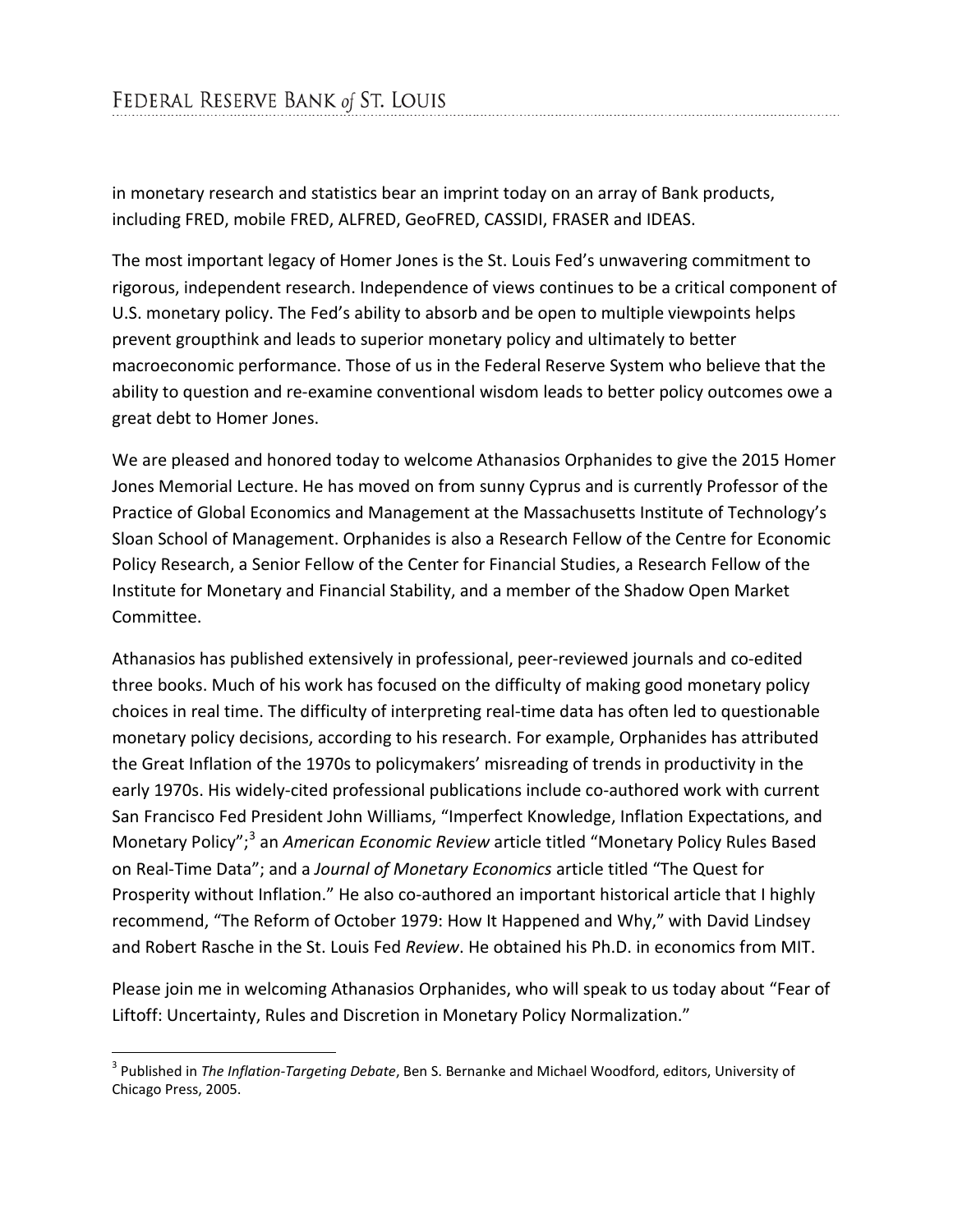in monetary research and statistics bear an imprint today on an array of Bank products, including FRED, mobile FRED, ALFRED, GeoFRED, CASSIDI, FRASER and IDEAS.

The most important legacy of Homer Jones is the St. Louis Fed's unwavering commitment to rigorous, independent research. Independence of views continues to be a critical component of U.S. monetary policy. The Fed's ability to absorb and be open to multiple viewpoints helps prevent groupthink and leads to superior monetary policy and ultimately to better macroeconomic performance. Those of us in the Federal Reserve System who believe that the ability to question and re-examine conventional wisdom leads to better policy outcomes owe a great debt to Homer Jones.

We are pleased and honored today to welcome Athanasios Orphanides to give the 2015 Homer Jones Memorial Lecture. He has moved on from sunny Cyprus and is currently Professor of the Practice of Global Economics and Management at the Massachusetts Institute of Technology's Sloan School of Management. Orphanides is also a Research Fellow of the Centre for Economic Policy Research, a Senior Fellow of the Center for Financial Studies, a Research Fellow of the Institute for Monetary and Financial Stability, and a member of the Shadow Open Market Committee.

Athanasios has published extensively in professional, peer-reviewed journals and co-edited three books. Much of his work has focused on the difficulty of making good monetary policy choices in real time. The difficulty of interpreting real-time data has often led to questionable monetary policy decisions, according to his research. For example, Orphanides has attributed the Great Inflation of the 1970s to policymakers' misreading of trends in productivity in the early 1970s. His widely-cited professional publications include co-authored work with current San Francisco Fed President John Williams, "Imperfect Knowledge, Inflation Expectations, and Monetary Policy";[3] an *American Economic Review* article titled "Monetary Policy Rules Based on Real-Time Data"; and a *Journal of Monetary Economics* article titled "The Quest for Prosperity without Inflation." He also co-authored an important historical article that I highly recommend, "The Reform of October 1979: How It Happened and Why," with David Lindsey and Robert Rasche in the St. Louis Fed *Review*. He obtained his Ph.D. in economics from MIT.

Please join me in welcoming Athanasios Orphanides, who will speak to us today about "Fear of Liftoff: Uncertainty, Rules and Discretion in Monetary Policy Normalization."

[3] Published in *The Inflation-Targeting Debate*, Ben S. Bernanke and Michael Woodford, editors, University of Chicago Press, 2005.